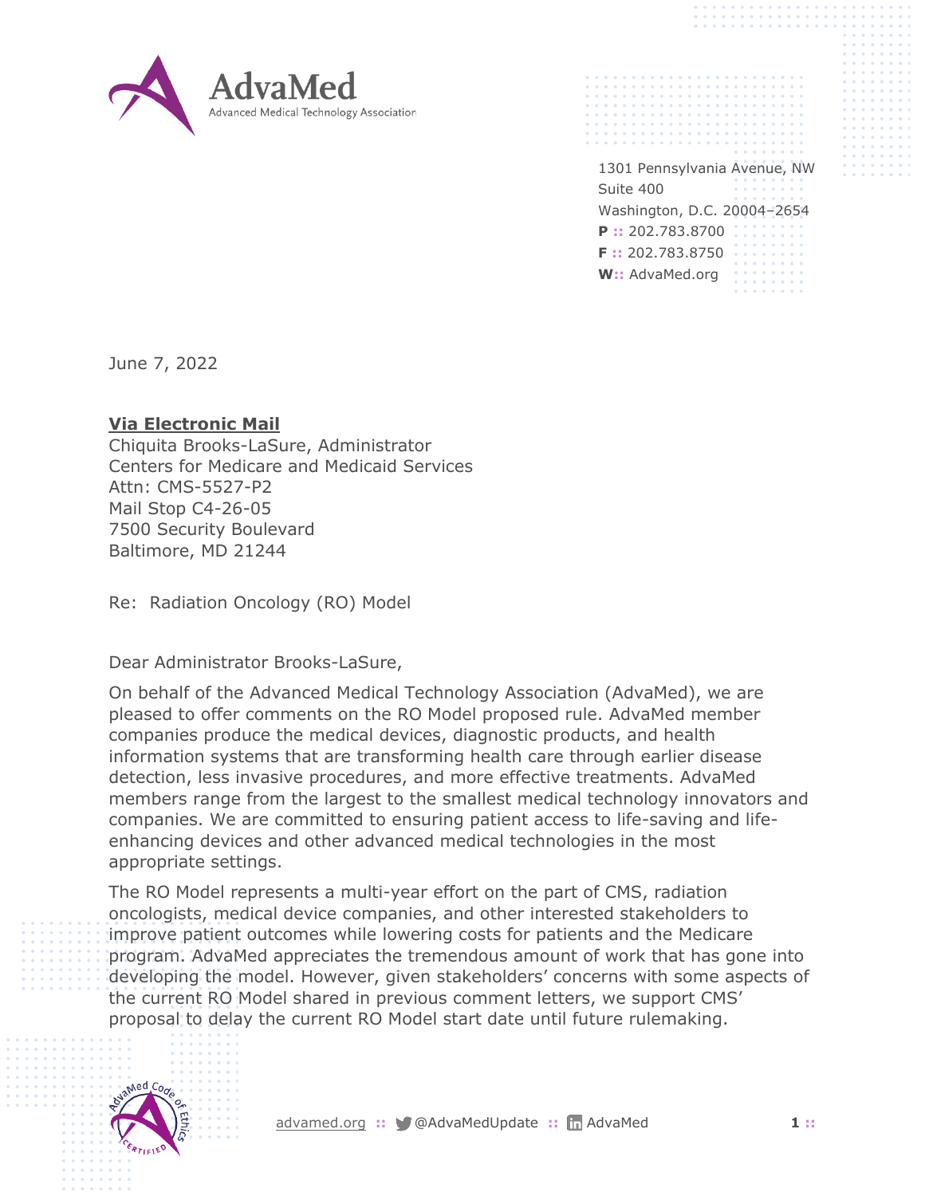AdvaMed
Advanced Medical Technology Association

1301 Pennsylvania Avenue, NW
Suite 400
Washington, D.C. 20004–2654
**P ::** 202.783.8700
**F ::** 202.783.8750
**W::** AdvaMed.org

June 7, 2022

**Via Electronic Mail**
Chiquita Brooks-LaSure, Administrator
Centers for Medicare and Medicaid Services
Attn: CMS-5527-P2
Mail Stop C4-26-05
7500 Security Boulevard
Baltimore, MD 21244

Re: Radiation Oncology (RO) Model

Dear Administrator Brooks-LaSure,

On behalf of the Advanced Medical Technology Association (AdvaMed), we are pleased to offer comments on the RO Model proposed rule. AdvaMed member companies produce the medical devices, diagnostic products, and health information systems that are transforming health care through earlier disease detection, less invasive procedures, and more effective treatments. AdvaMed members range from the largest to the smallest medical technology innovators and companies. We are committed to ensuring patient access to life-saving and life-enhancing devices and other advanced medical technologies in the most appropriate settings.

The RO Model represents a multi-year effort on the part of CMS, radiation oncologists, medical device companies, and other interested stakeholders to improve patient outcomes while lowering costs for patients and the Medicare program. AdvaMed appreciates the tremendous amount of work that has gone into developing the model. However, given stakeholders' concerns with some aspects of the current RO Model shared in previous comment letters, we support CMS' proposal to delay the current RO Model start date until future rulemaking.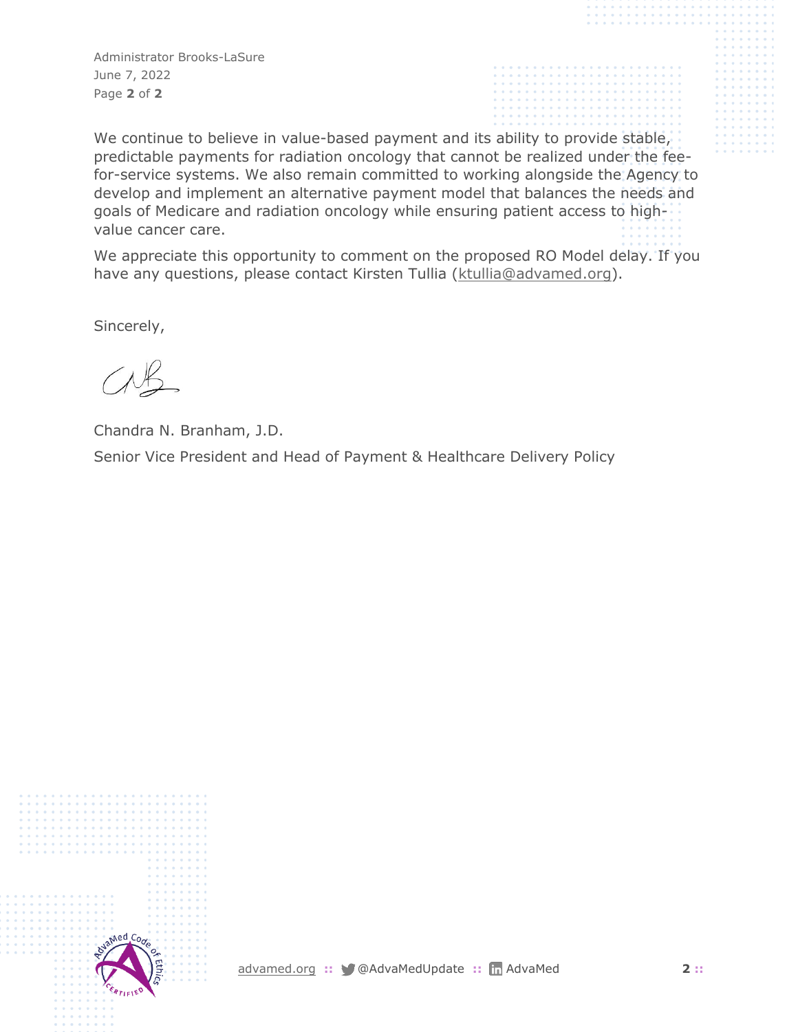We continue to believe in value-based payment and its ability to provide stable, predictable payments for radiation oncology that cannot be realized under the fee-for-service systems. We also remain committed to working alongside the Agency to develop and implement an alternative payment model that balances the needs and goals of Medicare and radiation oncology while ensuring patient access to high-value cancer care.

We appreciate this opportunity to comment on the proposed RO Model delay. If you have any questions, please contact Kirsten Tullia (ktullia@advamed.org).

Sincerely,

Chandra N. Branham, J.D.

Senior Vice President and Head of Payment & Healthcare Delivery Policy